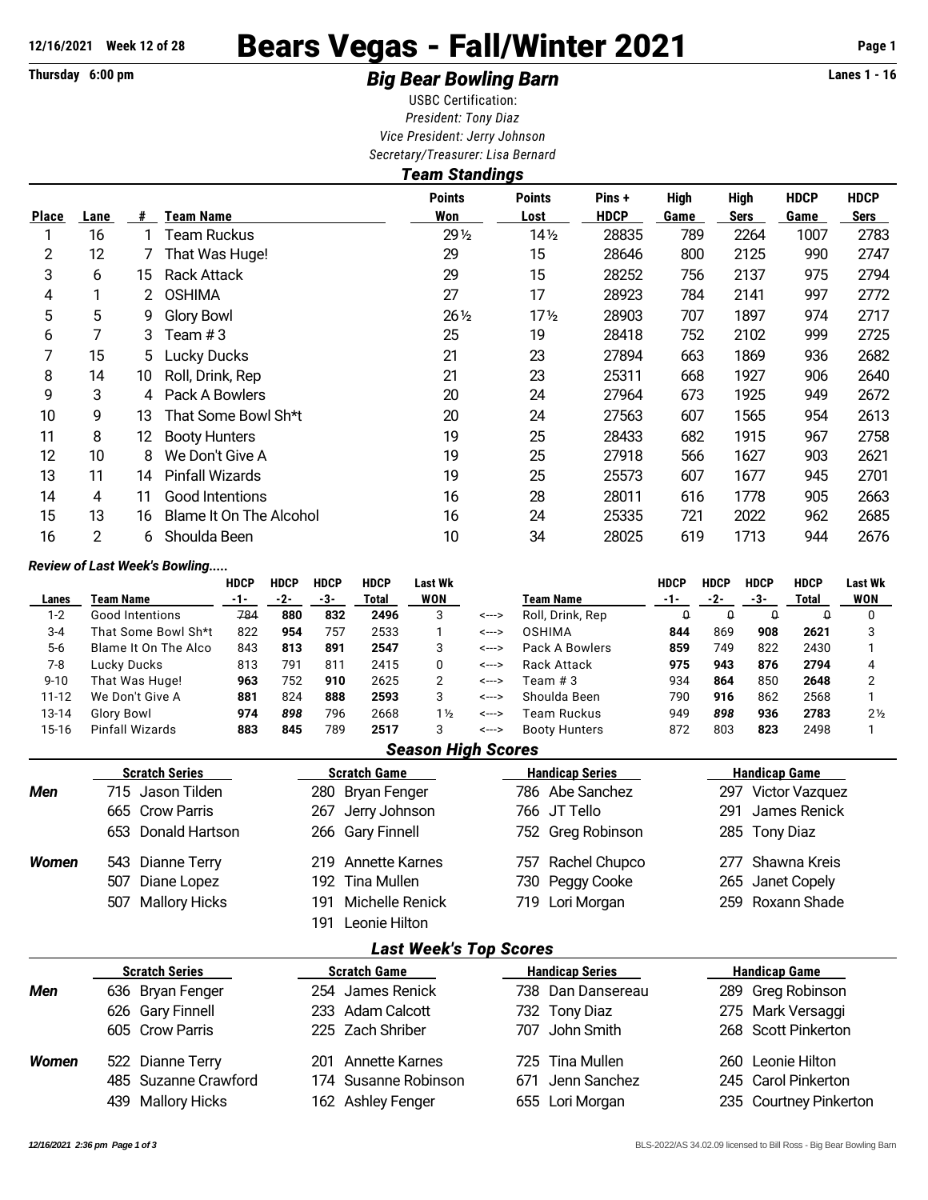**12/16/2021 Week 12 of 28**

# Bears Vegas - Fall/Winter 2021

**Thursday 6:00 pm**

## *Big Bear Bowling Barn*

**Lanes 1 - 16**

USBC Certification:
*President: Tony Diaz*
*Vice President: Jerry Johnson*
*Secretary/Treasurer: Lisa Bernard*

### *Team Standings*

| Place | Lane | # | Team Name | Points Won | Points Lost | Pins + HDCP | High Game | High Sers | HDCP Game | HDCP Sers |
|---|---|---|---|---|---|---|---|---|---|---|
| 1 | 16 | 1 | Team Ruckus | 29½ | 14½ | 28835 | 789 | 2264 | 1007 | 2783 |
| 2 | 12 | 7 | That Was Huge! | 29 | 15 | 28646 | 800 | 2125 | 990 | 2747 |
| 3 | 6 | 15 | Rack Attack | 29 | 15 | 28252 | 756 | 2137 | 975 | 2794 |
| 4 | 1 | 2 | OSHIMA | 27 | 17 | 28923 | 784 | 2141 | 997 | 2772 |
| 5 | 5 | 9 | Glory Bowl | 26½ | 17½ | 28903 | 707 | 1897 | 974 | 2717 |
| 6 | 7 | 3 | Team # 3 | 25 | 19 | 28418 | 752 | 2102 | 999 | 2725 |
| 7 | 15 | 5 | Lucky Ducks | 21 | 23 | 27894 | 663 | 1869 | 936 | 2682 |
| 8 | 14 | 10 | Roll, Drink, Rep | 21 | 23 | 25311 | 668 | 1927 | 906 | 2640 |
| 9 | 3 | 4 | Pack A Bowlers | 20 | 24 | 27964 | 673 | 1925 | 949 | 2672 |
| 10 | 9 | 13 | That Some Bowl Sh*t | 20 | 24 | 27563 | 607 | 1565 | 954 | 2613 |
| 11 | 8 | 12 | Booty Hunters | 19 | 25 | 28433 | 682 | 1915 | 967 | 2758 |
| 12 | 10 | 8 | We Don't Give A | 19 | 25 | 27918 | 566 | 1627 | 903 | 2621 |
| 13 | 11 | 14 | Pinfall Wizards | 19 | 25 | 25573 | 607 | 1677 | 945 | 2701 |
| 14 | 4 | 11 | Good Intentions | 16 | 28 | 28011 | 616 | 1778 | 905 | 2663 |
| 15 | 13 | 16 | Blame It On The Alcohol | 16 | 24 | 25335 | 721 | 2022 | 962 | 2685 |
| 16 | 2 | 6 | Shoulda Been | 10 | 34 | 28025 | 619 | 1713 | 944 | 2676 |

*Review of Last Week's Bowling.....*

| Lanes | Team Name | HDCP -1- | HDCP -2- | HDCP -3- | HDCP Total | Last Wk WON | | Team Name | HDCP -1- | HDCP -2- | HDCP -3- | HDCP Total | Last Wk WON |
|---|---|---|---|---|---|---|---|---|---|---|---|---|---|
| 1-2 | Good Intentions | 784 | **880** | **832** | **2496** | 3 | <---> | Roll, Drink, Rep | 0 | 0 | 0 | 0 | 0 |
| 3-4 | That Some Bowl Sh*t | 822 | **954** | 757 | 2533 | 1 | <---> | OSHIMA | **844** | 869 | **908** | **2621** | 3 |
| 5-6 | Blame It On The Alco | 843 | **813** | **891** | **2547** | 3 | <---> | Pack A Bowlers | **859** | 749 | 822 | 2430 | 1 |
| 7-8 | Lucky Ducks | 813 | 791 | 811 | 2415 | 0 | <---> | Rack Attack | **975** | **943** | **876** | **2794** | 4 |
| 9-10 | That Was Huge! | **963** | 752 | **910** | 2625 | 2 | <---> | Team # 3 | 934 | **864** | 850 | **2648** | 2 |
| 11-12 | We Don't Give A | **881** | 824 | **888** | **2593** | 3 | <---> | Shoulda Been | 790 | **916** | 862 | 2568 | 1 |
| 13-14 | Glory Bowl | **974** | ***898*** | 796 | 2668 | 1½ | <---> | Team Ruckus | 949 | ***898*** | **936** | **2783** | 2½ |
| 15-16 | Pinfall Wizards | **883** | **845** | 789 | **2517** | 3 | <---> | Booty Hunters | 872 | 803 | **823** | 2498 | 1 |

### *Season High Scores*

| | Scratch Series | Scratch Game | Handicap Series | Handicap Game |
|---|---|---|---|---|
| ***Men*** | 715 Jason Tilden | 280 Bryan Fenger | 786 Abe Sanchez | 297 Victor Vazquez |
| | 665 Crow Parris | 267 Jerry Johnson | 766 JT Tello | 291 James Renick |
| | 653 Donald Hartson | 266 Gary Finnell | 752 Greg Robinson | 285 Tony Diaz |
| ***Women*** | 543 Dianne Terry | 219 Annette Karnes | 757 Rachel Chupco | 277 Shawna Kreis |
| | 507 Diane Lopez | 192 Tina Mullen | 730 Peggy Cooke | 265 Janet Copely |
| | 507 Mallory Hicks | 191 Michelle Renick | 719 Lori Morgan | 259 Roxann Shade |
| | | 191 Leonie Hilton | | |

### *Last Week's Top Scores*

| | Scratch Series | Scratch Game | Handicap Series | Handicap Game |
|---|---|---|---|---|
| ***Men*** | 636 Bryan Fenger | 254 James Renick | 738 Dan Dansereau | 289 Greg Robinson |
| | 626 Gary Finnell | 233 Adam Calcott | 732 Tony Diaz | 275 Mark Versaggi |
| | 605 Crow Parris | 225 Zach Shriber | 707 John Smith | 268 Scott Pinkerton |
| ***Women*** | 522 Dianne Terry | 201 Annette Karnes | 725 Tina Mullen | 260 Leonie Hilton |
| | 485 Suzanne Crawford | 174 Susanne Robinson | 671 Jenn Sanchez | 245 Carol Pinkerton |
| | 439 Mallory Hicks | 162 Ashley Fenger | 655 Lori Morgan | 235 Courtney Pinkerton |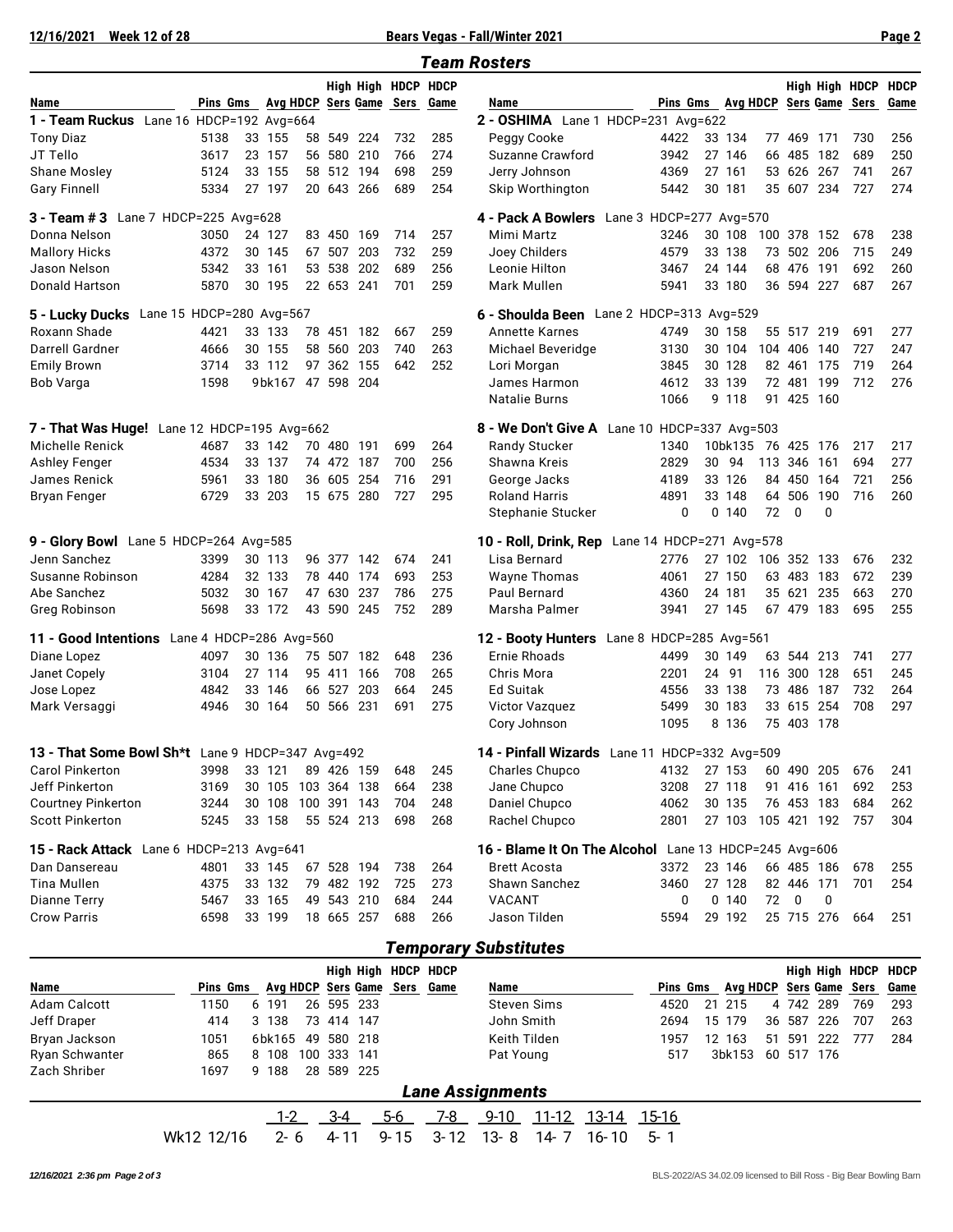## Team Rosters

| Name | Pins | Gms | Avg | HDCP | High Sers | High Game | HDCP Sers | HDCP Game |
|---|---|---|---|---|---|---|---|---|
| **1 - Team Ruckus** Lane 16 HDCP=192 Avg=664 | | | | | | | | |
| Tony Diaz | 5138 | 33 | 155 | 58 | 549 | 224 | 732 | 285 |
| JT Tello | 3617 | 23 | 157 | 56 | 580 | 210 | 766 | 274 |
| Shane Mosley | 5124 | 33 | 155 | 58 | 512 | 194 | 698 | 259 |
| Gary Finnell | 5334 | 27 | 197 | 20 | 643 | 266 | 689 | 254 |
| **2 - OSHIMA** Lane 1 HDCP=231 Avg=622 | | | | | | | | |
| Peggy Cooke | 4422 | 33 | 134 | 77 | 469 | 171 | 730 | 256 |
| Suzanne Crawford | 3942 | 27 | 146 | 66 | 485 | 182 | 689 | 250 |
| Jerry Johnson | 4369 | 27 | 161 | 53 | 626 | 267 | 741 | 267 |
| Skip Worthington | 5442 | 30 | 181 | 35 | 607 | 234 | 727 | 274 |
| **3 - Team # 3** Lane 7 HDCP=225 Avg=628 | | | | | | | | |
| Donna Nelson | 3050 | 24 | 127 | 83 | 450 | 169 | 714 | 257 |
| Mallory Hicks | 4372 | 30 | 145 | 67 | 507 | 203 | 732 | 259 |
| Jason Nelson | 5342 | 33 | 161 | 53 | 538 | 202 | 689 | 256 |
| Donald Hartson | 5870 | 30 | 195 | 22 | 653 | 241 | 701 | 259 |
| **4 - Pack A Bowlers** Lane 3 HDCP=277 Avg=570 | | | | | | | | |
| Mimi Martz | 3246 | 30 | 108 | 100 | 378 | 152 | 678 | 238 |
| Joey Childers | 4579 | 33 | 138 | 73 | 502 | 206 | 715 | 249 |
| Leonie Hilton | 3467 | 24 | 144 | 68 | 476 | 191 | 692 | 260 |
| Mark Mullen | 5941 | 33 | 180 | 36 | 594 | 227 | 687 | 267 |
| **5 - Lucky Ducks** Lane 15 HDCP=280 Avg=567 | | | | | | | | |
| Roxann Shade | 4421 | 33 | 133 | 78 | 451 | 182 | 667 | 259 |
| Darrell Gardner | 4666 | 30 | 155 | 58 | 560 | 203 | 740 | 263 |
| Emily Brown | 3714 | 33 | 112 | 97 | 362 | 155 | 642 | 252 |
| Bob Varga | 1598 | 9 | bk167 | 47 | 598 | 204 | | |
| **6 - Shoulda Been** Lane 2 HDCP=313 Avg=529 | | | | | | | | |
| Annette Karnes | 4749 | 30 | 158 | 55 | 517 | 219 | 691 | 277 |
| Michael Beveridge | 3130 | 30 | 104 | 104 | 406 | 140 | 727 | 247 |
| Lori Morgan | 3845 | 30 | 128 | 82 | 461 | 175 | 719 | 264 |
| James Harmon | 4612 | 33 | 139 | 72 | 481 | 199 | 712 | 276 |
| Natalie Burns | 1066 | 9 | 118 | 91 | 425 | 160 | | |
| **7 - That Was Huge!** Lane 12 HDCP=195 Avg=662 | | | | | | | | |
| Michelle Renick | 4687 | 33 | 142 | 70 | 480 | 191 | 699 | 264 |
| Ashley Fenger | 4534 | 33 | 137 | 74 | 472 | 187 | 700 | 256 |
| James Renick | 5961 | 33 | 180 | 36 | 605 | 254 | 716 | 291 |
| Bryan Fenger | 6729 | 33 | 203 | 15 | 675 | 280 | 727 | 295 |
| **8 - We Don't Give A** Lane 10 HDCP=337 Avg=503 | | | | | | | | |
| Randy Stucker | 1340 | 10 | bk135 | 76 | 425 | 176 | 217 | 217 |
| Shawna Kreis | 2829 | 30 | 94 | 113 | 346 | 161 | 694 | 277 |
| George Jacks | 4189 | 33 | 126 | 84 | 450 | 164 | 721 | 256 |
| Roland Harris | 4891 | 33 | 148 | 64 | 506 | 190 | 716 | 260 |
| Stephanie Stucker | 0 | 0 | 140 | 72 | 0 | 0 | | |
| **9 - Glory Bowl** Lane 5 HDCP=264 Avg=585 | | | | | | | | |
| Jenn Sanchez | 3399 | 30 | 113 | 96 | 377 | 142 | 674 | 241 |
| Susanne Robinson | 4284 | 32 | 133 | 78 | 440 | 174 | 693 | 253 |
| Abe Sanchez | 5032 | 30 | 167 | 47 | 630 | 237 | 786 | 275 |
| Greg Robinson | 5698 | 33 | 172 | 43 | 590 | 245 | 752 | 289 |
| **10 - Roll, Drink, Rep** Lane 14 HDCP=271 Avg=578 | | | | | | | | |
| Lisa Bernard | 2776 | 27 | 102 | 106 | 352 | 133 | 676 | 232 |
| Wayne Thomas | 4061 | 27 | 150 | 63 | 483 | 183 | 672 | 239 |
| Paul Bernard | 4360 | 24 | 181 | 35 | 621 | 235 | 663 | 270 |
| Marsha Palmer | 3941 | 27 | 145 | 67 | 479 | 183 | 695 | 255 |
| **11 - Good Intentions** Lane 4 HDCP=286 Avg=560 | | | | | | | | |
| Diane Lopez | 4097 | 30 | 136 | 75 | 507 | 182 | 648 | 236 |
| Janet Copely | 3104 | 27 | 114 | 95 | 411 | 166 | 708 | 265 |
| Jose Lopez | 4842 | 33 | 146 | 66 | 527 | 203 | 664 | 245 |
| Mark Versaggi | 4946 | 30 | 164 | 50 | 566 | 231 | 691 | 275 |
| **12 - Booty Hunters** Lane 8 HDCP=285 Avg=561 | | | | | | | | |
| Ernie Rhoads | 4499 | 30 | 149 | 63 | 544 | 213 | 741 | 277 |
| Chris Mora | 2201 | 24 | 91 | 116 | 300 | 128 | 651 | 245 |
| Ed Suitak | 4556 | 33 | 138 | 73 | 486 | 187 | 732 | 264 |
| Victor Vazquez | 5499 | 30 | 183 | 33 | 615 | 254 | 708 | 297 |
| Cory Johnson | 1095 | 8 | 136 | 75 | 403 | 178 | | |
| **13 - That Some Bowl Sh*t** Lane 9 HDCP=347 Avg=492 | | | | | | | | |
| Carol Pinkerton | 3998 | 33 | 121 | 89 | 426 | 159 | 648 | 245 |
| Jeff Pinkerton | 3169 | 30 | 105 | 103 | 364 | 138 | 664 | 238 |
| Courtney Pinkerton | 3244 | 30 | 108 | 100 | 391 | 143 | 704 | 248 |
| Scott Pinkerton | 5245 | 33 | 158 | 55 | 524 | 213 | 698 | 268 |
| **14 - Pinfall Wizards** Lane 11 HDCP=332 Avg=509 | | | | | | | | |
| Charles Chupco | 4132 | 27 | 153 | 60 | 490 | 205 | 676 | 241 |
| Jane Chupco | 3208 | 27 | 118 | 91 | 416 | 161 | 692 | 253 |
| Daniel Chupco | 4062 | 30 | 135 | 76 | 453 | 183 | 684 | 262 |
| Rachel Chupco | 2801 | 27 | 103 | 105 | 421 | 192 | 757 | 304 |
| **15 - Rack Attack** Lane 6 HDCP=213 Avg=641 | | | | | | | | |
| Dan Dansereau | 4801 | 33 | 145 | 67 | 528 | 194 | 738 | 264 |
| Tina Mullen | 4375 | 33 | 132 | 79 | 482 | 192 | 725 | 273 |
| Dianne Terry | 5467 | 33 | 165 | 49 | 543 | 210 | 684 | 244 |
| Crow Parris | 6598 | 33 | 199 | 18 | 665 | 257 | 688 | 266 |
| **16 - Blame It On The Alcohol** Lane 13 HDCP=245 Avg=606 | | | | | | | | |
| Brett Acosta | 3372 | 23 | 146 | 66 | 485 | 186 | 678 | 255 |
| Shawn Sanchez | 3460 | 27 | 128 | 82 | 446 | 171 | 701 | 254 |
| VACANT | 0 | 0 | 140 | 72 | 0 | 0 | | |
| Jason Tilden | 5594 | 29 | 192 | 25 | 715 | 276 | 664 | 251 |

## Temporary Substitutes

| Name | Pins | Gms | Avg | HDCP | High Sers | High Game | HDCP Sers | HDCP Game |
|---|---|---|---|---|---|---|---|---|
| Adam Calcott | 1150 | 6 | 191 | 26 | 595 | 233 | | |
| Jeff Draper | 414 | 3 | 138 | 73 | 414 | 147 | | |
| Bryan Jackson | 1051 | 6 | bk165 | 49 | 580 | 218 | | |
| Ryan Schwanter | 865 | 8 | 108 | 100 | 333 | 141 | | |
| Zach Shriber | 1697 | 9 | 188 | 28 | 589 | 225 | | |
| Steven Sims | 4520 | 21 | 215 | 4 | 742 | 289 | 769 | 293 |
| John Smith | 2694 | 15 | 179 | 36 | 587 | 226 | 707 | 263 |
| Keith Tilden | 1957 | 12 | 163 | 51 | 591 | 222 | 777 | 284 |
| Pat Young | 517 | 3 | bk153 | 60 | 517 | 176 | | |

## Lane Assignments

| | 1-2 | 3-4 | 5-6 | 7-8 | 9-10 | 11-12 | 13-14 | 15-16 |
|---|---|---|---|---|---|---|---|---|
| Wk12 12/16 | 2- 6 | 4-11 | 9-15 | 3-12 | 13- 8 | 14- 7 | 16-10 | 5- 1 |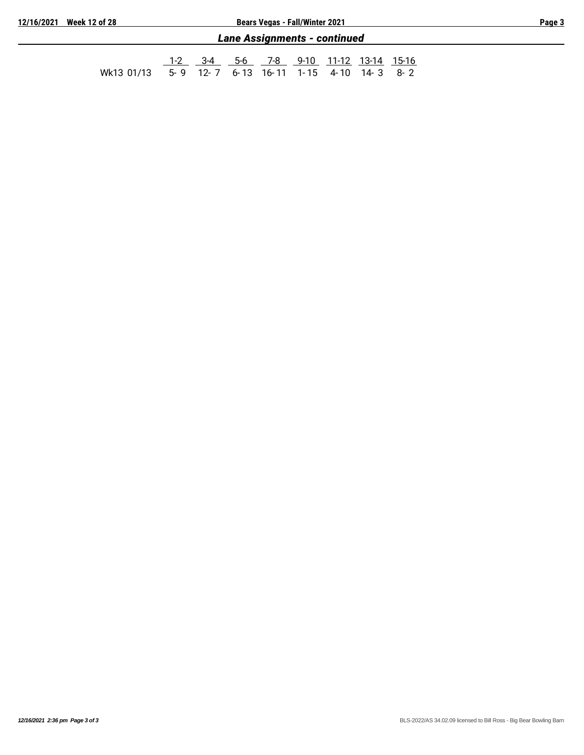## *Lane Assignments - continued*

| | 1-2 | 3-4 | 5-6 | 7-8 | 9-10 | 11-12 | 13-14 | 15-16 |
|---|---|---|---|---|---|---|---|---|
| Wk13 01/13 | 5- 9 | 12- 7 | 6- 13 | 16- 11 | 1- 15 | 4- 10 | 14- 3 | 8- 2 |